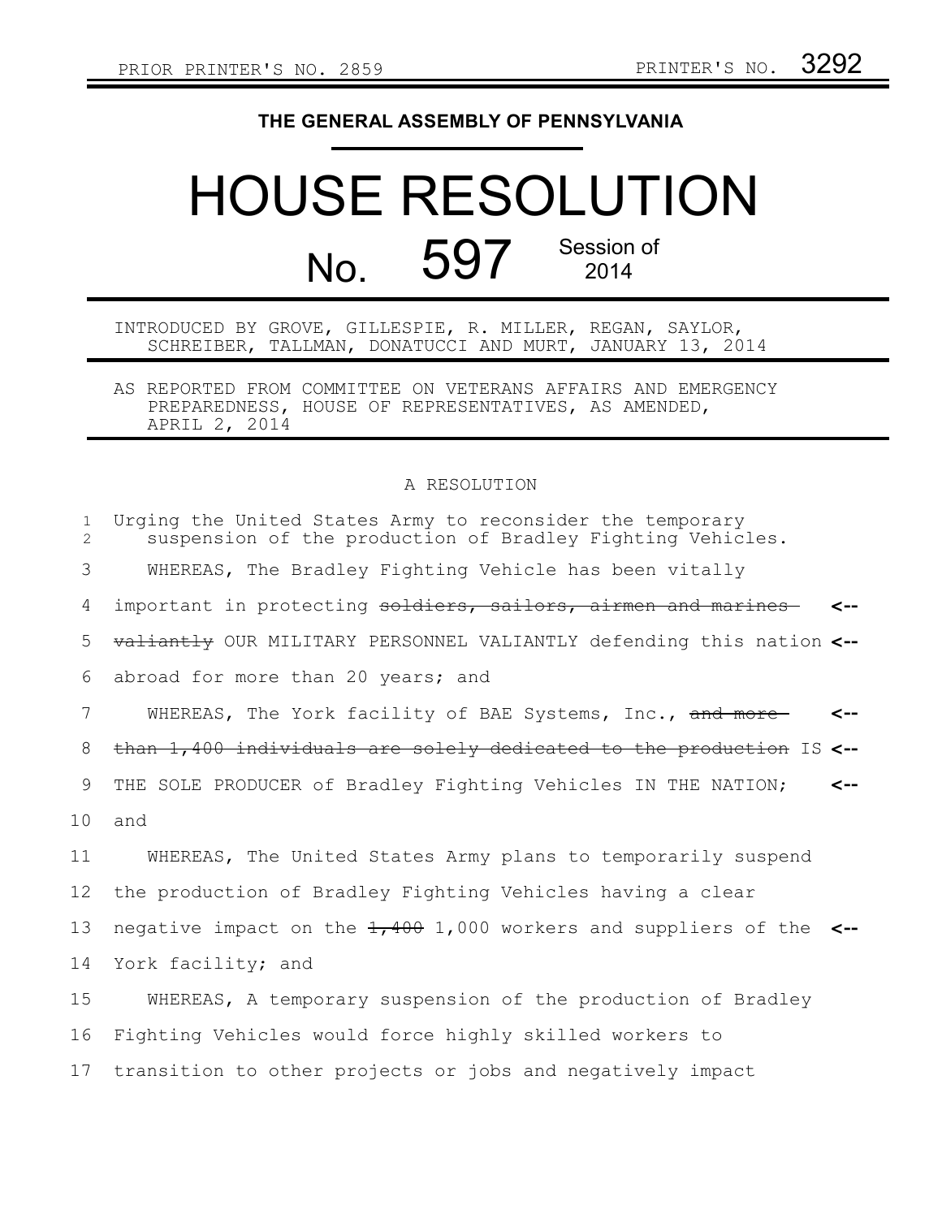PRIOR PRINTER'S NO. 2859 PRINTER'S NO. 3292

**THE GENERAL ASSEMBLY OF PENNSYLVANIA**

# HOUSE RESOLUTION

## No. 597 Session of 2014

INTRODUCED BY GROVE, GILLESPIE, R. MILLER, REGAN, SAYLOR, SCHREIBER, TALLMAN, DONATUCCI AND MURT, JANUARY 13, 2014

AS REPORTED FROM COMMITTEE ON VETERANS AFFAIRS AND EMERGENCY PREPAREDNESS, HOUSE OF REPRESENTATIVES, AS AMENDED, APRIL 2, 2014

A RESOLUTION

1 Urging the United States Army to reconsider the temporary
2 suspension of the production of Bradley Fighting Vehicles.

3 WHEREAS, The Bradley Fighting Vehicle has been vitally
4 important in protecting ~~soldiers, sailors, airmen and marines~~ <--
5 ~~valiantly~~ OUR MILITARY PERSONNEL VALIANTLY defending this nation <--
6 abroad for more than 20 years; and

7 WHEREAS, The York facility of BAE Systems, Inc., ~~and more~~ <--
8 ~~than 1,400 individuals are solely dedicated to the production~~ IS <--
9 THE SOLE PRODUCER of Bradley Fighting Vehicles IN THE NATION; <--
10 and

11 WHEREAS, The United States Army plans to temporarily suspend
12 the production of Bradley Fighting Vehicles having a clear
13 negative impact on the ~~1,400~~ 1,000 workers and suppliers of the <--
14 York facility; and

15 WHEREAS, A temporary suspension of the production of Bradley
16 Fighting Vehicles would force highly skilled workers to
17 transition to other projects or jobs and negatively impact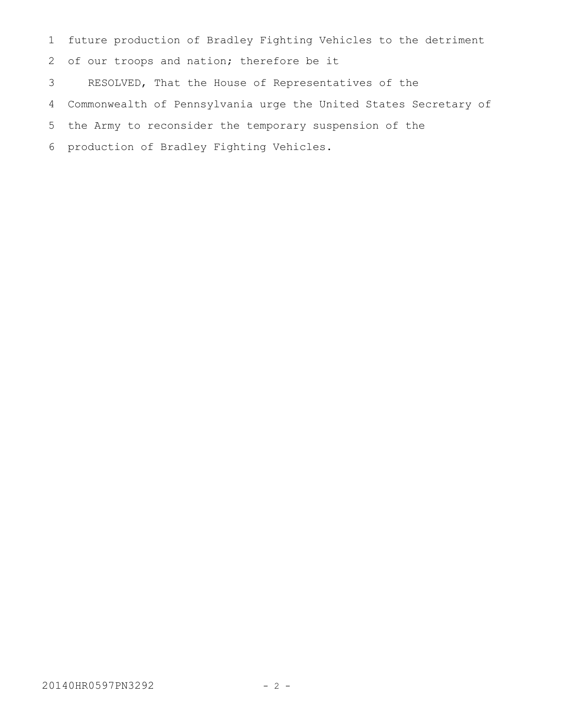future production of Bradley Fighting Vehicles to the detriment of our troops and nation; therefore be it

RESOLVED, That the House of Representatives of the Commonwealth of Pennsylvania urge the United States Secretary of the Army to reconsider the temporary suspension of the production of Bradley Fighting Vehicles.